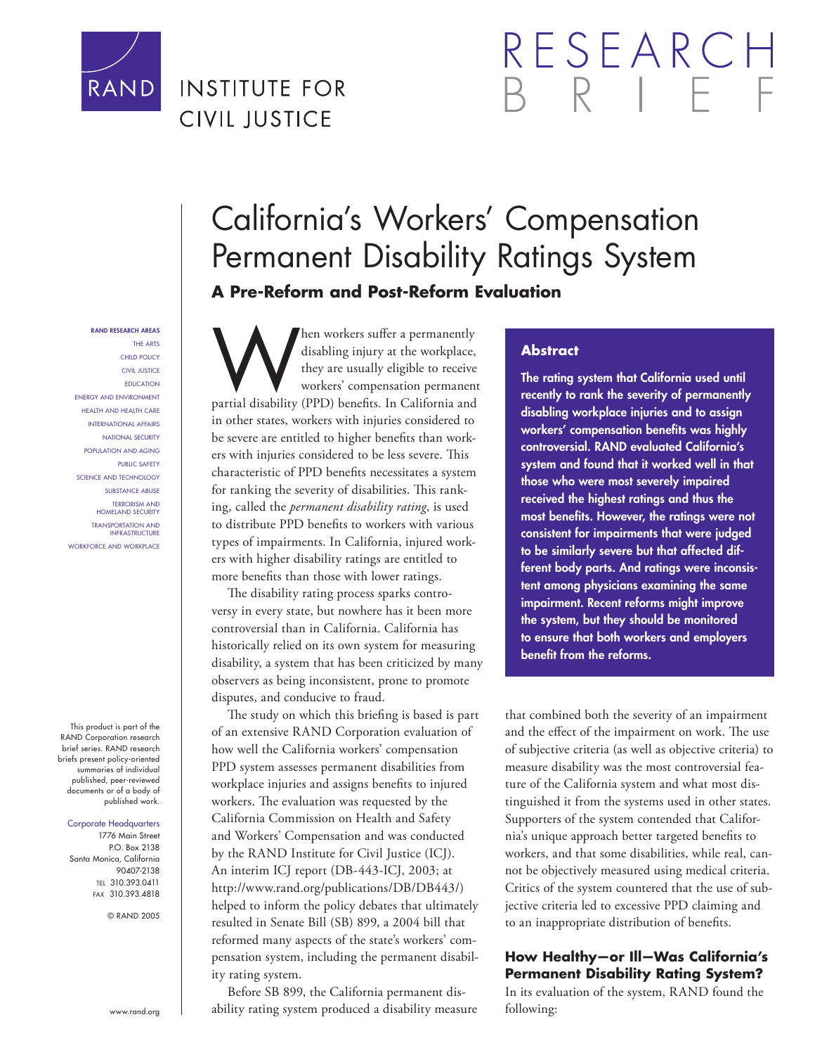RAND INSTITUTE FOR CIVIL JUSTICE

RESEARCH BRIEF

# California's Workers' Compensation Permanent Disability Ratings System

## A Pre-Reform and Post-Reform Evaluation

**RAND RESEARCH AREAS**
THE ARTS
CHILD POLICY
CIVIL JUSTICE
EDUCATION
ENERGY AND ENVIRONMENT
HEALTH AND HEALTH CARE
INTERNATIONAL AFFAIRS
NATIONAL SECURITY
POPULATION AND AGING
PUBLIC SAFETY
SCIENCE AND TECHNOLOGY
SUBSTANCE ABUSE
TERRORISM AND HOMELAND SECURITY
TRANSPORTATION AND INFRASTRUCTURE
WORKFORCE AND WORKPLACE

This product is part of the RAND Corporation research brief series. RAND research briefs present policy-oriented summaries of individual published, peer-reviewed documents or of a body of published work.

Corporate Headquarters
1776 Main Street
P.O. Box 2138
Santa Monica, California 90407-2138
TEL 310.393.0411
FAX 310.393.4818

© RAND 2005

www.rand.org

When workers suffer a permanently disabling injury at the workplace, they are usually eligible to receive workers' compensation permanent partial disability (PPD) benefits. In California and in other states, workers with injuries considered to be severe are entitled to higher benefits than workers with injuries considered to be less severe. This characteristic of PPD benefits necessitates a system for ranking the severity of disabilities. This ranking, called the *permanent disability rating*, is used to distribute PPD benefits to workers with various types of impairments. In California, injured workers with higher disability ratings are entitled to more benefits than those with lower ratings.

The disability rating process sparks controversy in every state, but nowhere has it been more controversial than in California. California has historically relied on its own system for measuring disability, a system that has been criticized by many observers as being inconsistent, prone to promote disputes, and conducive to fraud.

The study on which this briefing is based is part of an extensive RAND Corporation evaluation of how well the California workers' compensation PPD system assesses permanent disabilities from workplace injuries and assigns benefits to injured workers. The evaluation was requested by the California Commission on Health and Safety and Workers' Compensation and was conducted by the RAND Institute for Civil Justice (ICJ). An interim ICJ report (DB-443-ICJ, 2003; at http://www.rand.org/publications/DB/DB443/) helped to inform the policy debates that ultimately resulted in Senate Bill (SB) 899, a 2004 bill that reformed many aspects of the state's workers' compensation system, including the permanent disability rating system.

Before SB 899, the California permanent disability rating system produced a disability measure that combined both the severity of an impairment and the effect of the impairment on work. The use of subjective criteria (as well as objective criteria) to measure disability was the most controversial feature of the California system and what most distinguished it from the systems used in other states. Supporters of the system contended that California's unique approach better targeted benefits to workers, and that some disabilities, while real, cannot be objectively measured using medical criteria. Critics of the system countered that the use of subjective criteria led to excessive PPD claiming and to an inappropriate distribution of benefits.

### Abstract

**The rating system that California used until recently to rank the severity of permanently disabling workplace injuries and to assign workers' compensation benefits was highly controversial. RAND evaluated California's system and found that it worked well in that those who were most severely impaired received the highest ratings and thus the most benefits. However, the ratings were not consistent for impairments that were judged to be similarly severe but that affected different body parts. And ratings were inconsistent among physicians examining the same impairment. Recent reforms might improve the system, but they should be monitored to ensure that both workers and employers benefit from the reforms.**

### How Healthy—or Ill—Was California's Permanent Disability Rating System?

In its evaluation of the system, RAND found the following: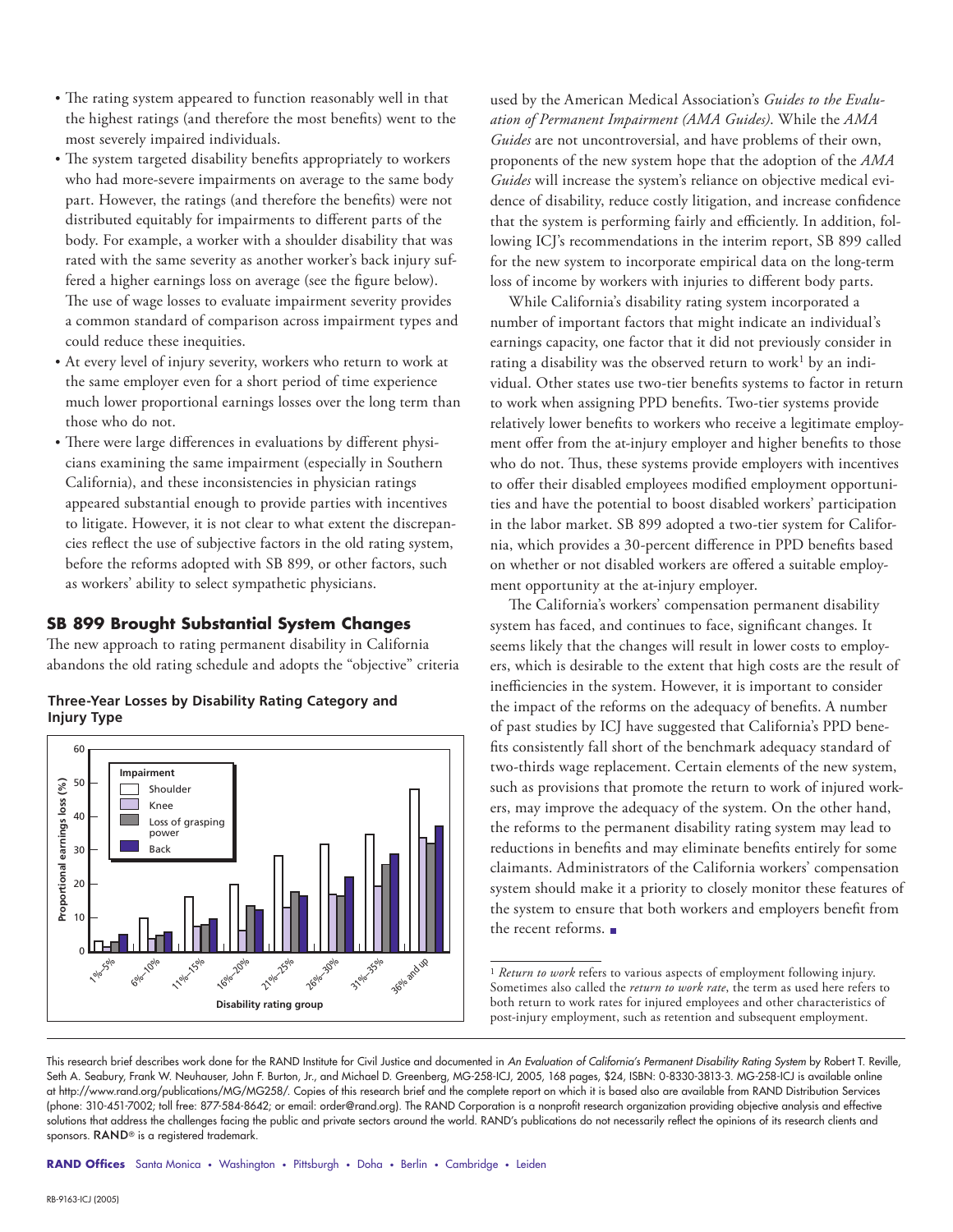- The rating system appeared to function reasonably well in that the highest ratings (and therefore the most benefits) went to the most severely impaired individuals.
- The system targeted disability benefits appropriately to workers who had more-severe impairments on average to the same body part. However, the ratings (and therefore the benefits) were not distributed equitably for impairments to different parts of the body. For example, a worker with a shoulder disability that was rated with the same severity as another worker's back injury suffered a higher earnings loss on average (see the figure below). The use of wage losses to evaluate impairment severity provides a common standard of comparison across impairment types and could reduce these inequities.
- At every level of injury severity, workers who return to work at the same employer even for a short period of time experience much lower proportional earnings losses over the long term than those who do not.
- There were large differences in evaluations by different physicians examining the same impairment (especially in Southern California), and these inconsistencies in physician ratings appeared substantial enough to provide parties with incentives to litigate. However, it is not clear to what extent the discrepancies reflect the use of subjective factors in the old rating system, before the reforms adopted with SB 899, or other factors, such as workers' ability to select sympathetic physicians.

## SB 899 Brought Substantial System Changes

The new approach to rating permanent disability in California abandons the old rating schedule and adopts the "objective" criteria used by the American Medical Association's *Guides to the Evaluation of Permanent Impairment (AMA Guides)*. While the *AMA Guides* are not uncontroversial, and have problems of their own, proponents of the new system hope that the adoption of the *AMA Guides* will increase the system's reliance on objective medical evidence of disability, reduce costly litigation, and increase confidence that the system is performing fairly and efficiently. In addition, following ICJ's recommendations in the interim report, SB 899 called for the new system to incorporate empirical data on the long-term loss of income by workers with injuries to different body parts.

**Three-Year Losses by Disability Rating Category and Injury Type**

While California's disability rating system incorporated a number of important factors that might indicate an individual's earnings capacity, one factor that it did not previously consider in rating a disability was the observed return to work[1] by an individual. Other states use two-tier benefits systems to factor in return to work when assigning PPD benefits. Two-tier systems provide relatively lower benefits to workers who receive a legitimate employment offer from the at-injury employer and higher benefits to those who do not. Thus, these systems provide employers with incentives to offer their disabled employees modified employment opportunities and have the potential to boost disabled workers' participation in the labor market. SB 899 adopted a two-tier system for California, which provides a 30-percent difference in PPD benefits based on whether or not disabled workers are offered a suitable employment opportunity at the at-injury employer.

The California's workers' compensation permanent disability system has faced, and continues to face, significant changes. It seems likely that the changes will result in lower costs to employers, which is desirable to the extent that high costs are the result of inefficiencies in the system. However, it is important to consider the impact of the reforms on the adequacy of benefits. A number of past studies by ICJ have suggested that California's PPD benefits consistently fall short of the benchmark adequacy standard of two-thirds wage replacement. Certain elements of the new system, such as provisions that promote the return to work of injured workers, may improve the adequacy of the system. On the other hand, the reforms to the permanent disability rating system may lead to reductions in benefits and may eliminate benefits entirely for some claimants. Administrators of the California workers' compensation system should make it a priority to closely monitor these features of the system to ensure that both workers and employers benefit from the recent reforms.

[1] *Return to work* refers to various aspects of employment following injury. Sometimes also called the *return to work rate*, the term as used here refers to both return to work rates for injured employees and other characteristics of post-injury employment, such as retention and subsequent employment.

This research brief describes work done for the RAND Institute for Civil Justice and documented in *An Evaluation of California's Permanent Disability Rating System* by Robert T. Reville, Seth A. Seabury, Frank W. Neuhauser, John F. Burton, Jr., and Michael D. Greenberg, MG-258-ICJ, 2005, 168 pages, $24, ISBN: 0-8330-3813-3. MG-258-ICJ is available online at http://www.rand.org/publications/MG/MG258/. Copies of this research brief and the complete report on which it is based also are available from RAND Distribution Services (phone: 310-451-7002; toll free: 877-584-8642; or email: order@rand.org). The RAND Corporation is a nonprofit research organization providing objective analysis and effective solutions that address the challenges facing the public and private sectors around the world. RAND's publications do not necessarily reflect the opinions of its research clients and sponsors. RAND® is a registered trademark.

**RAND Offices** Santa Monica • Washington • Pittsburgh • Doha • Berlin • Cambridge • Leiden

RB-9163-ICJ (2005)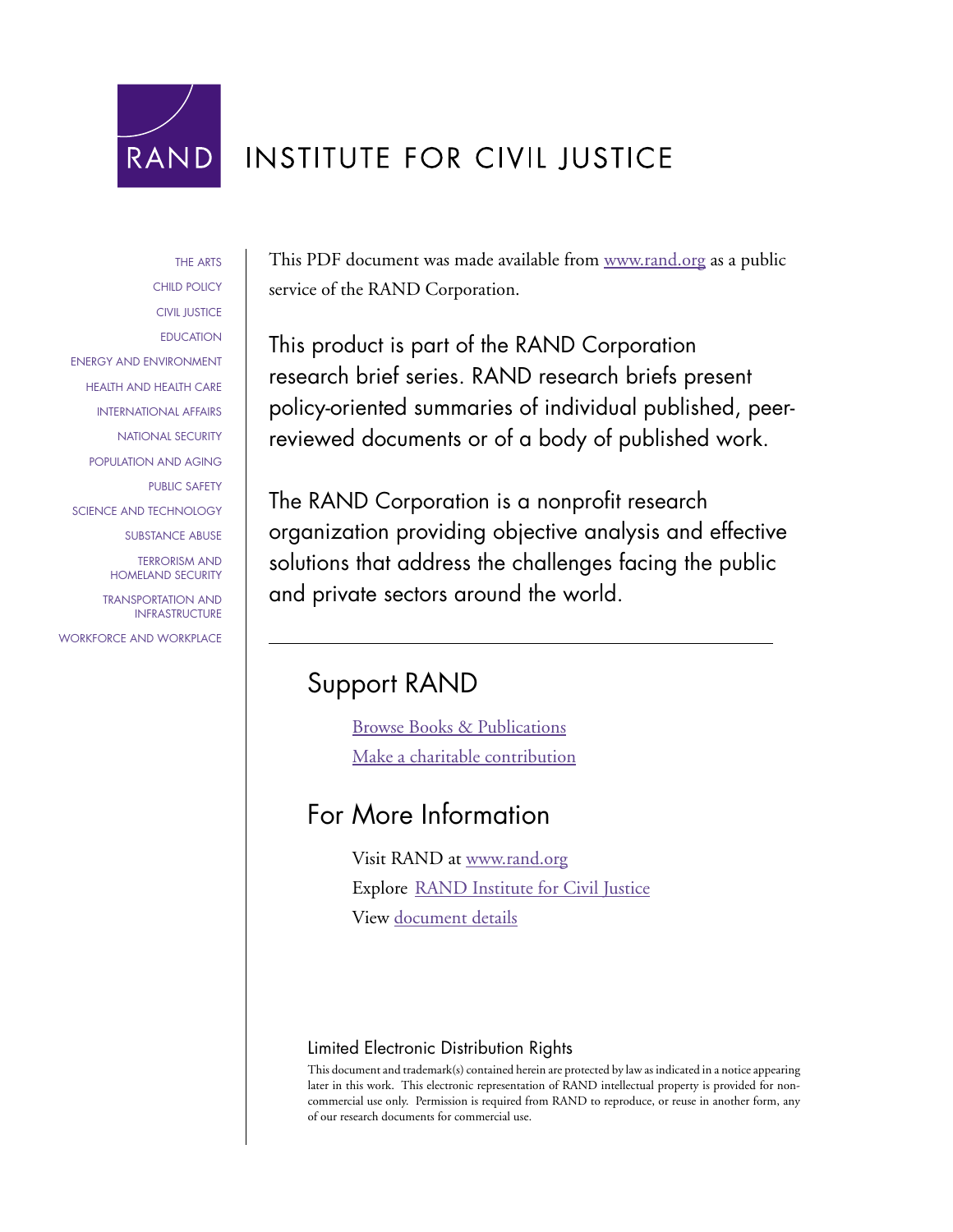RAND | INSTITUTE FOR CIVIL JUSTICE

THE ARTS
CHILD POLICY
CIVIL JUSTICE
EDUCATION
ENERGY AND ENVIRONMENT
HEALTH AND HEALTH CARE
INTERNATIONAL AFFAIRS
NATIONAL SECURITY
POPULATION AND AGING
PUBLIC SAFETY
SCIENCE AND TECHNOLOGY
SUBSTANCE ABUSE
TERRORISM AND HOMELAND SECURITY
TRANSPORTATION AND INFRASTRUCTURE
WORKFORCE AND WORKPLACE

This PDF document was made available from [www.rand.org](www.rand.org) as a public service of the RAND Corporation.

This product is part of the RAND Corporation research brief series. RAND research briefs present policy-oriented summaries of individual published, peer-reviewed documents or of a body of published work.

The RAND Corporation is a nonprofit research organization providing objective analysis and effective solutions that address the challenges facing the public and private sectors around the world.

---

## Support RAND

[Browse Books & Publications]()
[Make a charitable contribution]()

## For More Information

Visit RAND at [www.rand.org](www.rand.org)
Explore [RAND Institute for Civil Justice]()
View [document details]()

### Limited Electronic Distribution Rights

This document and trademark(s) contained herein are protected by law as indicated in a notice appearing later in this work. This electronic representation of RAND intellectual property is provided for non-commercial use only. Permission is required from RAND to reproduce, or reuse in another form, any of our research documents for commercial use.